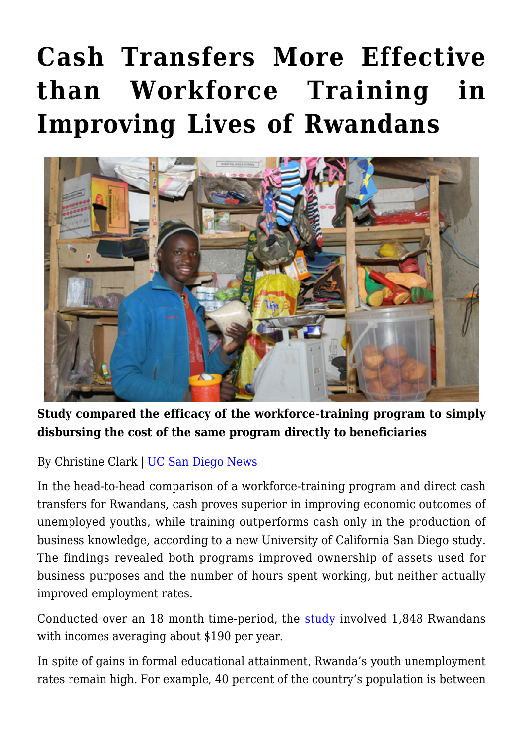# Cash Transfers More Effective than Workforce Training in Improving Lives of Rwandans

**Study compared the efficacy of the workforce-training program to simply disbursing the cost of the same program directly to beneficiaries**

By Christine Clark | UC San Diego News

In the head-to-head comparison of a workforce-training program and direct cash transfers for Rwandans, cash proves superior in improving economic outcomes of unemployed youths, while training outperforms cash only in the production of business knowledge, according to a new University of California San Diego study. The findings revealed both programs improved ownership of assets used for business purposes and the number of hours spent working, but neither actually improved employment rates.

Conducted over an 18 month time-period, the study involved 1,848 Rwandans with incomes averaging about $190 per year.

In spite of gains in formal educational attainment, Rwanda's youth unemployment rates remain high. For example, 40 percent of the country's population is between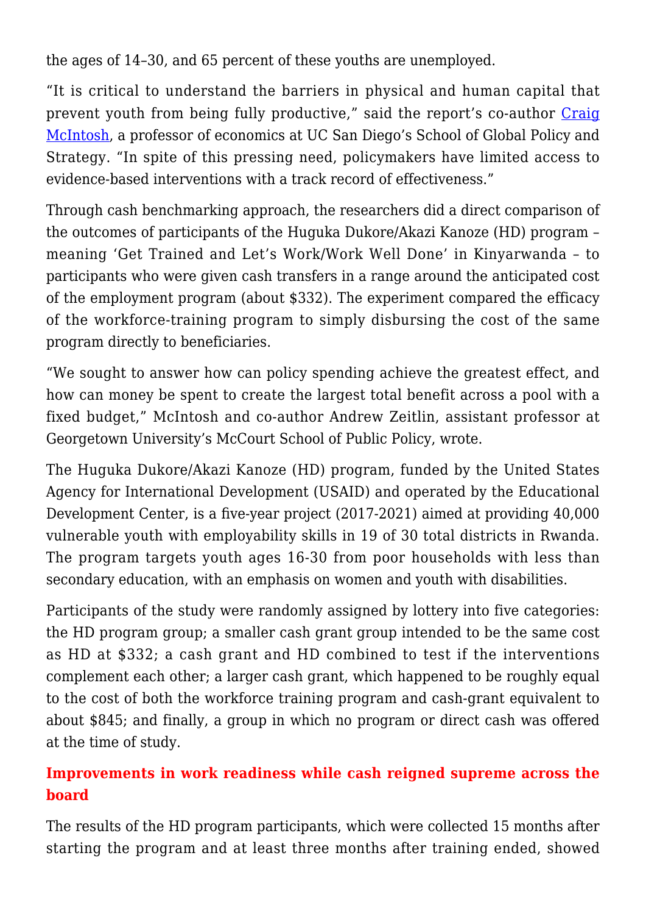the ages of 14–30, and 65 percent of these youths are unemployed.

“It is critical to understand the barriers in physical and human capital that prevent youth from being fully productive,” said the report’s co-author [Craig McIntosh](), a professor of economics at UC San Diego’s School of Global Policy and Strategy. “In spite of this pressing need, policymakers have limited access to evidence-based interventions with a track record of effectiveness.”

Through cash benchmarking approach, the researchers did a direct comparison of the outcomes of participants of the Huguka Dukore/Akazi Kanoze (HD) program – meaning ‘Get Trained and Let’s Work/Work Well Done’ in Kinyarwanda – to participants who were given cash transfers in a range around the anticipated cost of the employment program (about $332). The experiment compared the efficacy of the workforce-training program to simply disbursing the cost of the same program directly to beneficiaries.

“We sought to answer how can policy spending achieve the greatest effect, and how can money be spent to create the largest total benefit across a pool with a fixed budget,” McIntosh and co-author Andrew Zeitlin, assistant professor at Georgetown University’s McCourt School of Public Policy, wrote.

The Huguka Dukore/Akazi Kanoze (HD) program, funded by the United States Agency for International Development (USAID) and operated by the Educational Development Center, is a five-year project (2017-2021) aimed at providing 40,000 vulnerable youth with employability skills in 19 of 30 total districts in Rwanda. The program targets youth ages 16-30 from poor households with less than secondary education, with an emphasis on women and youth with disabilities.

Participants of the study were randomly assigned by lottery into five categories: the HD program group; a smaller cash grant group intended to be the same cost as HD at $332; a cash grant and HD combined to test if the interventions complement each other; a larger cash grant, which happened to be roughly equal to the cost of both the workforce training program and cash-grant equivalent to about $845; and finally, a group in which no program or direct cash was offered at the time of study.

### Improvements in work readiness while cash reigned supreme across the board

The results of the HD program participants, which were collected 15 months after starting the program and at least three months after training ended, showed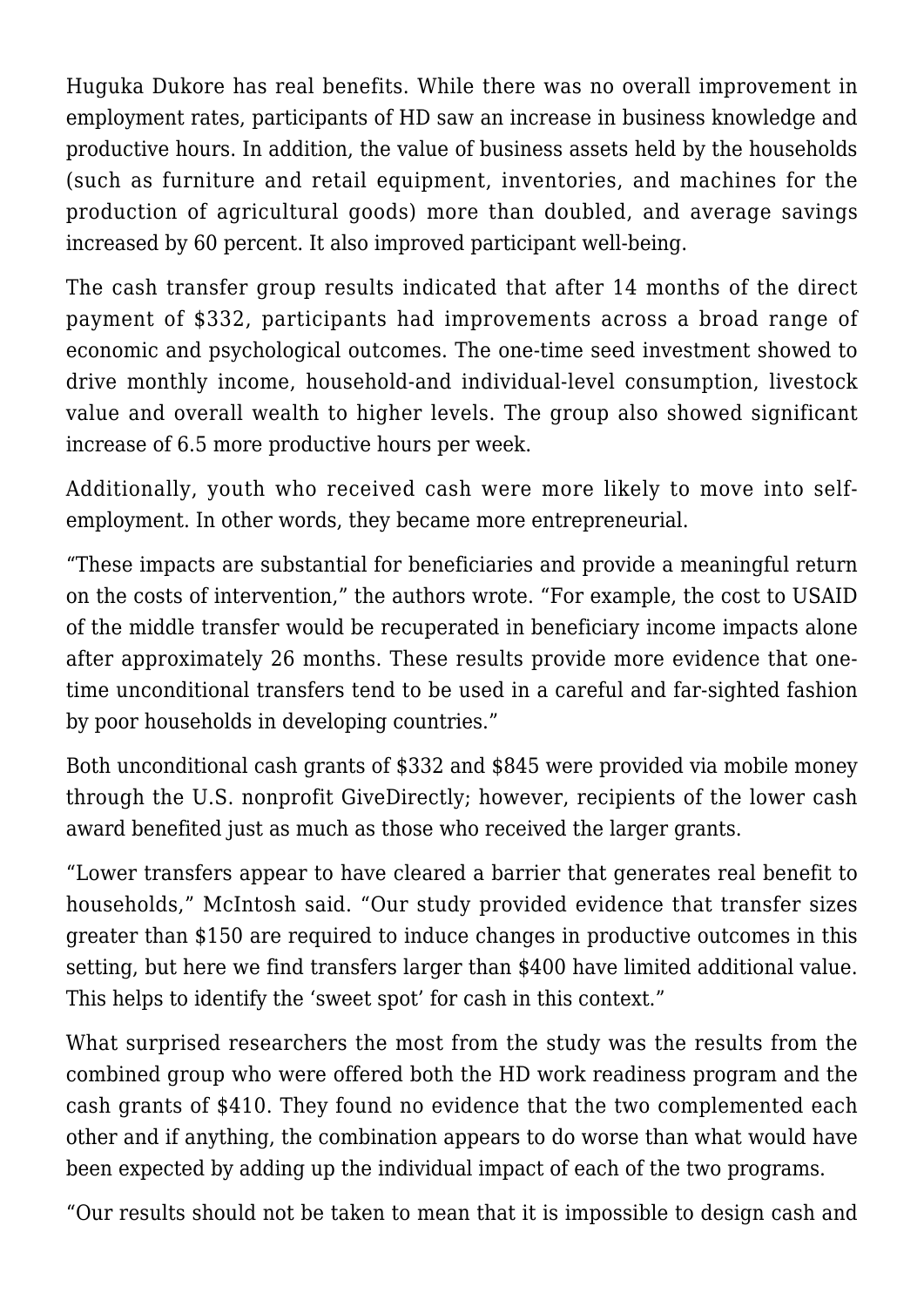Huguka Dukore has real benefits. While there was no overall improvement in employment rates, participants of HD saw an increase in business knowledge and productive hours. In addition, the value of business assets held by the households (such as furniture and retail equipment, inventories, and machines for the production of agricultural goods) more than doubled, and average savings increased by 60 percent. It also improved participant well-being.

The cash transfer group results indicated that after 14 months of the direct payment of $332, participants had improvements across a broad range of economic and psychological outcomes. The one-time seed investment showed to drive monthly income, household-and individual-level consumption, livestock value and overall wealth to higher levels. The group also showed significant increase of 6.5 more productive hours per week.

Additionally, youth who received cash were more likely to move into self-employment. In other words, they became more entrepreneurial.

"These impacts are substantial for beneficiaries and provide a meaningful return on the costs of intervention," the authors wrote. "For example, the cost to USAID of the middle transfer would be recuperated in beneficiary income impacts alone after approximately 26 months. These results provide more evidence that one-time unconditional transfers tend to be used in a careful and far-sighted fashion by poor households in developing countries."

Both unconditional cash grants of $332 and $845 were provided via mobile money through the U.S. nonprofit GiveDirectly; however, recipients of the lower cash award benefited just as much as those who received the larger grants.

"Lower transfers appear to have cleared a barrier that generates real benefit to households," McIntosh said. "Our study provided evidence that transfer sizes greater than $150 are required to induce changes in productive outcomes in this setting, but here we find transfers larger than $400 have limited additional value. This helps to identify the 'sweet spot' for cash in this context."

What surprised researchers the most from the study was the results from the combined group who were offered both the HD work readiness program and the cash grants of $410. They found no evidence that the two complemented each other and if anything, the combination appears to do worse than what would have been expected by adding up the individual impact of each of the two programs.

"Our results should not be taken to mean that it is impossible to design cash and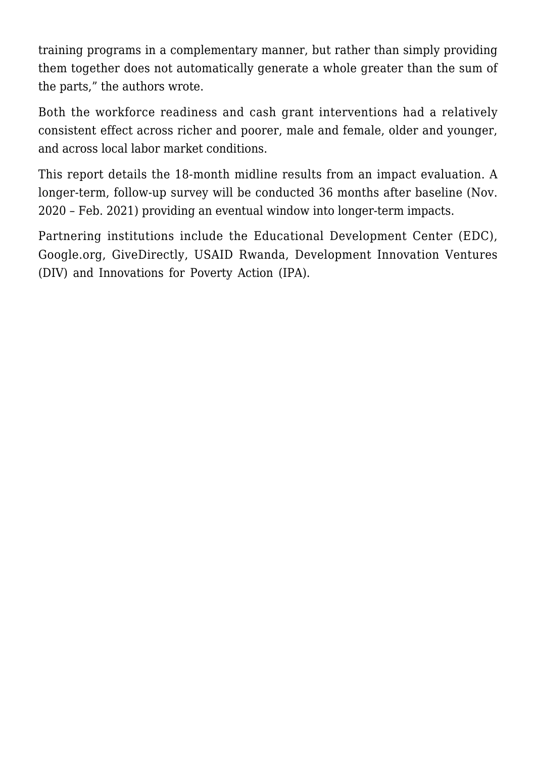training programs in a complementary manner, but rather than simply providing them together does not automatically generate a whole greater than the sum of the parts," the authors wrote.

Both the workforce readiness and cash grant interventions had a relatively consistent effect across richer and poorer, male and female, older and younger, and across local labor market conditions.

This report details the 18-month midline results from an impact evaluation. A longer-term, follow-up survey will be conducted 36 months after baseline (Nov. 2020 – Feb. 2021) providing an eventual window into longer-term impacts.

Partnering institutions include the Educational Development Center (EDC), Google.org, GiveDirectly, USAID Rwanda, Development Innovation Ventures (DIV) and Innovations for Poverty Action (IPA).